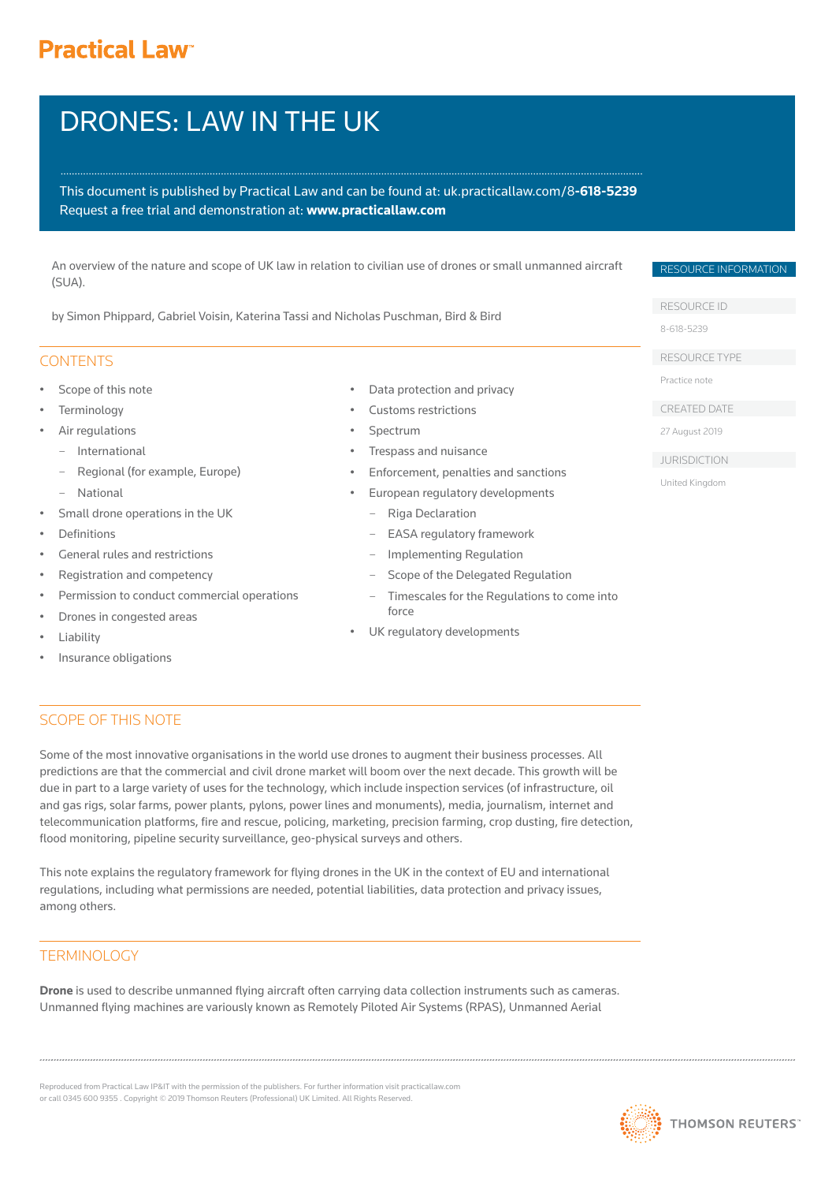Practical Law

# DRONES: LAW IN THE UK

This document is published by Practical Law and can be found at: uk.practicallaw.com/8-618-5239
Request a free trial and demonstration at: **www.practicallaw.com**

An overview of the nature and scope of UK law in relation to civilian use of drones or small unmanned aircraft (SUA).

by Simon Phippard, Gabriel Voisin, Katerina Tassi and Nicholas Puschman, Bird & Bird

RESOURCE INFORMATION

RESOURCE ID
8-618-5239

RESOURCE TYPE
Practice note

CREATED DATE
27 August 2019

JURISDICTION
United Kingdom

## CONTENTS

- Scope of this note
- Terminology
- Air regulations
  - International
  - Regional (for example, Europe)
  - National
- Small drone operations in the UK
- Definitions
- General rules and restrictions
- Registration and competency
- Permission to conduct commercial operations
- Drones in congested areas
- Liability
- Insurance obligations
- Data protection and privacy
- Customs restrictions
- Spectrum
- Trespass and nuisance
- Enforcement, penalties and sanctions
- European regulatory developments
  - Riga Declaration
  - EASA regulatory framework
  - Implementing Regulation
  - Scope of the Delegated Regulation
  - Timescales for the Regulations to come into force
- UK regulatory developments

## SCOPE OF THIS NOTE

Some of the most innovative organisations in the world use drones to augment their business processes. All predictions are that the commercial and civil drone market will boom over the next decade. This growth will be due in part to a large variety of uses for the technology, which include inspection services (of infrastructure, oil and gas rigs, solar farms, power plants, pylons, power lines and monuments), media, journalism, internet and telecommunication platforms, fire and rescue, policing, marketing, precision farming, crop dusting, fire detection, flood monitoring, pipeline security surveillance, geo-physical surveys and others.

This note explains the regulatory framework for flying drones in the UK in the context of EU and international regulations, including what permissions are needed, potential liabilities, data protection and privacy issues, among others.

## TERMINOLOGY

**Drone** is used to describe unmanned flying aircraft often carrying data collection instruments such as cameras. Unmanned flying machines are variously known as Remotely Piloted Air Systems (RPAS), Unmanned Aerial

Reproduced from Practical Law IP&IT with the permission of the publishers. For further information visit practicallaw.com or call 0345 600 9355 . Copyright © 2019 Thomson Reuters (Professional) UK Limited. All Rights Reserved.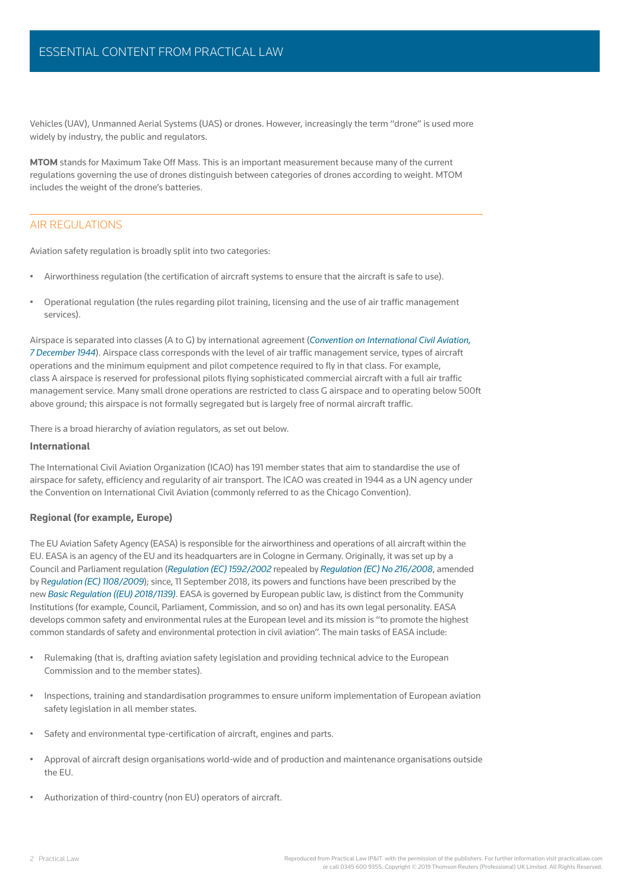Vehicles (UAV), Unmanned Aerial Systems (UAS) or drones. However, increasingly the term "drone" is used more widely by industry, the public and regulators.

**MTOM** stands for Maximum Take Off Mass. This is an important measurement because many of the current regulations governing the use of drones distinguish between categories of drones according to weight. MTOM includes the weight of the drone's batteries.

## AIR REGULATIONS

Aviation safety regulation is broadly split into two categories:

- Airworthiness regulation (the certification of aircraft systems to ensure that the aircraft is safe to use).
- Operational regulation (the rules regarding pilot training, licensing and the use of air traffic management services).

Airspace is separated into classes (A to G) by international agreement (*Convention on International Civil Aviation, 7 December 1944*). Airspace class corresponds with the level of air traffic management service, types of aircraft operations and the minimum equipment and pilot competence required to fly in that class. For example, class A airspace is reserved for professional pilots flying sophisticated commercial aircraft with a full air traffic management service. Many small drone operations are restricted to class G airspace and to operating below 500ft above ground; this airspace is not formally segregated but is largely free of normal aircraft traffic.

There is a broad hierarchy of aviation regulators, as set out below.

### International

The International Civil Aviation Organization (ICAO) has 191 member states that aim to standardise the use of airspace for safety, efficiency and regularity of air transport. The ICAO was created in 1944 as a UN agency under the Convention on International Civil Aviation (commonly referred to as the Chicago Convention).

### Regional (for example, Europe)

The EU Aviation Safety Agency (EASA) is responsible for the airworthiness and operations of all aircraft within the EU. EASA is an agency of the EU and its headquarters are in Cologne in Germany. Originally, it was set up by a Council and Parliament regulation (*Regulation (EC) 1592/2002* repealed by *Regulation (EC) No 216/2008*, amended by R*egulation (EC) 1108/2009*); since, 11 September 2018, its powers and functions have been prescribed by the new *Basic Regulation ((EU) 2018/1139)*. EASA is governed by European public law, is distinct from the Community Institutions (for example, Council, Parliament, Commission, and so on) and has its own legal personality. EASA develops common safety and environmental rules at the European level and its mission is "to promote the highest common standards of safety and environmental protection in civil aviation". The main tasks of EASA include:

- Rulemaking (that is, drafting aviation safety legislation and providing technical advice to the European Commission and to the member states).
- Inspections, training and standardisation programmes to ensure uniform implementation of European aviation safety legislation in all member states.
- Safety and environmental type-certification of aircraft, engines and parts.
- Approval of aircraft design organisations world-wide and of production and maintenance organisations outside the EU.
- Authorization of third-country (non EU) operators of aircraft.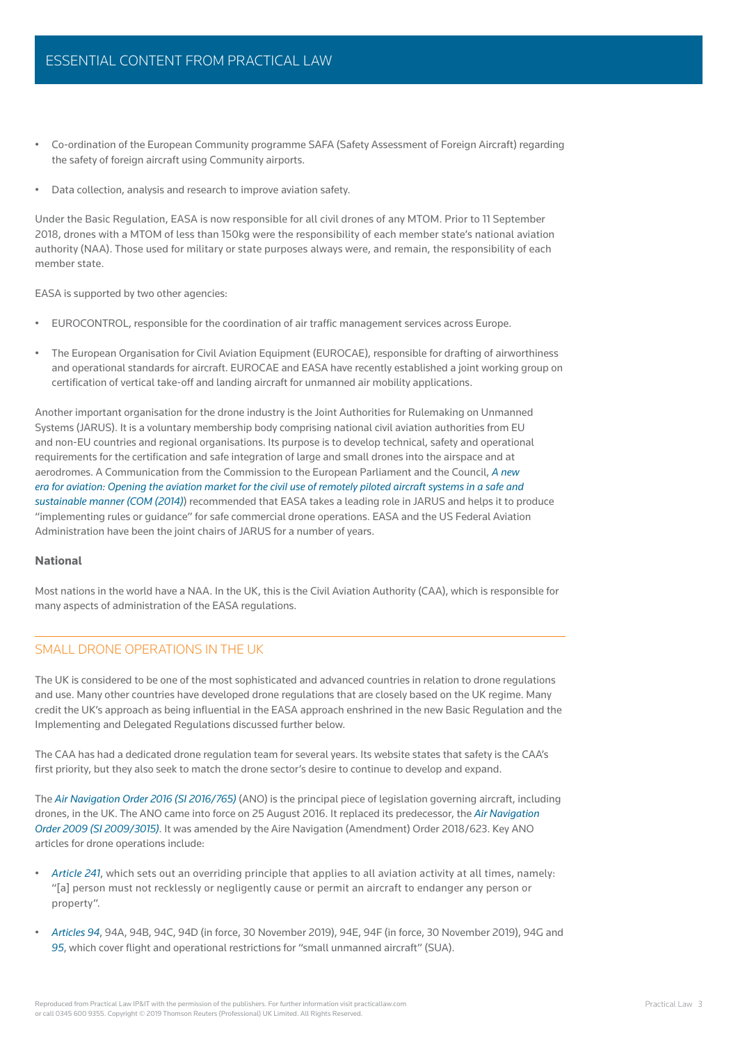- Co-ordination of the European Community programme SAFA (Safety Assessment of Foreign Aircraft) regarding the safety of foreign aircraft using Community airports.
- Data collection, analysis and research to improve aviation safety.

Under the Basic Regulation, EASA is now responsible for all civil drones of any MTOM. Prior to 11 September 2018, drones with a MTOM of less than 150kg were the responsibility of each member state's national aviation authority (NAA). Those used for military or state purposes always were, and remain, the responsibility of each member state.

EASA is supported by two other agencies:

- EUROCONTROL, responsible for the coordination of air traffic management services across Europe.
- The European Organisation for Civil Aviation Equipment (EUROCAE), responsible for drafting of airworthiness and operational standards for aircraft. EUROCAE and EASA have recently established a joint working group on certification of vertical take-off and landing aircraft for unmanned air mobility applications.

Another important organisation for the drone industry is the Joint Authorities for Rulemaking on Unmanned Systems (JARUS). It is a voluntary membership body comprising national civil aviation authorities from EU and non-EU countries and regional organisations. Its purpose is to develop technical, safety and operational requirements for the certification and safe integration of large and small drones into the airspace and at aerodromes. A Communication from the Commission to the European Parliament and the Council, *A new era for aviation: Opening the aviation market for the civil use of remotely piloted aircraft systems in a safe and sustainable manner (COM (2014))* recommended that EASA takes a leading role in JARUS and helps it to produce "implementing rules or guidance" for safe commercial drone operations. EASA and the US Federal Aviation Administration have been the joint chairs of JARUS for a number of years.

### National

Most nations in the world have a NAA. In the UK, this is the Civil Aviation Authority (CAA), which is responsible for many aspects of administration of the EASA regulations.

## SMALL DRONE OPERATIONS IN THE UK

The UK is considered to be one of the most sophisticated and advanced countries in relation to drone regulations and use. Many other countries have developed drone regulations that are closely based on the UK regime. Many credit the UK's approach as being influential in the EASA approach enshrined in the new Basic Regulation and the Implementing and Delegated Regulations discussed further below.

The CAA has had a dedicated drone regulation team for several years. Its website states that safety is the CAA's first priority, but they also seek to match the drone sector's desire to continue to develop and expand.

The *Air Navigation Order 2016 (SI 2016/765)* (ANO) is the principal piece of legislation governing aircraft, including drones, in the UK. The ANO came into force on 25 August 2016. It replaced its predecessor, the *Air Navigation Order 2009 (SI 2009/3015)*. It was amended by the Aire Navigation (Amendment) Order 2018/623. Key ANO articles for drone operations include:

- *Article 241*, which sets out an overriding principle that applies to all aviation activity at all times, namely: "[a] person must not recklessly or negligently cause or permit an aircraft to endanger any person or property".
- *Articles 94*, 94A, 94B, 94C, 94D (in force, 30 November 2019), 94E, 94F (in force, 30 November 2019), 94G and *95*, which cover flight and operational restrictions for "small unmanned aircraft" (SUA).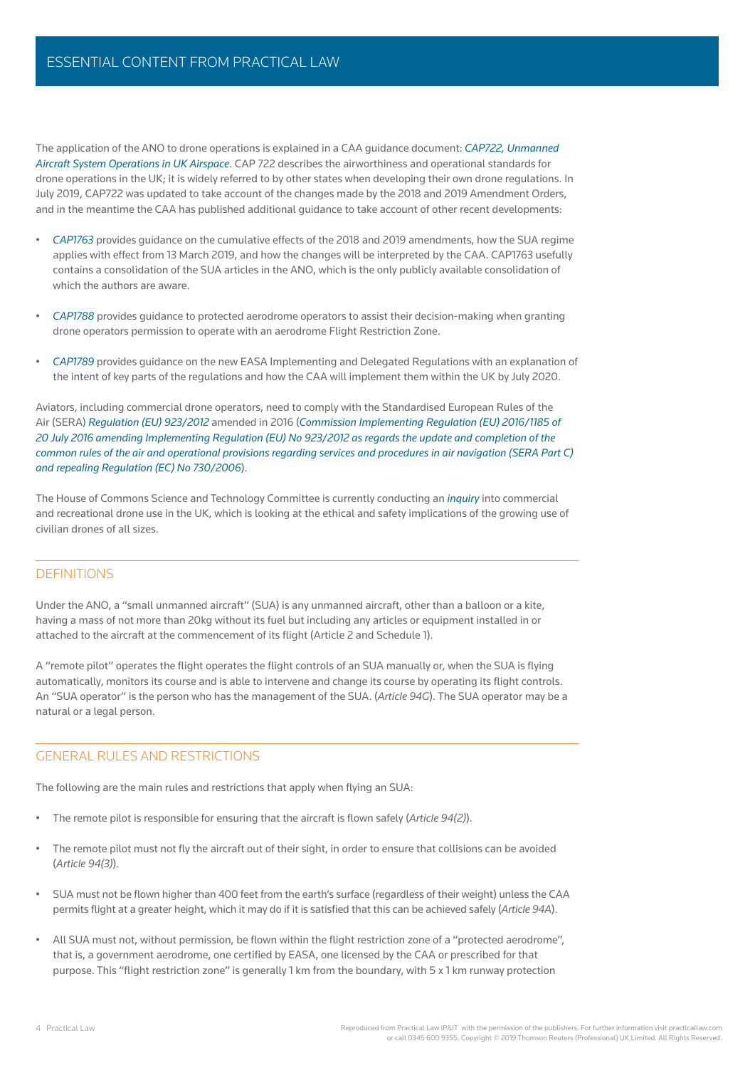The application of the ANO to drone operations is explained in a CAA guidance document: *CAP722, Unmanned Aircraft System Operations in UK Airspace*. CAP 722 describes the airworthiness and operational standards for drone operations in the UK; it is widely referred to by other states when developing their own drone regulations. In July 2019, CAP722 was updated to take account of the changes made by the 2018 and 2019 Amendment Orders, and in the meantime the CAA has published additional guidance to take account of other recent developments:

- *CAP1763* provides guidance on the cumulative effects of the 2018 and 2019 amendments, how the SUA regime applies with effect from 13 March 2019, and how the changes will be interpreted by the CAA. CAP1763 usefully contains a consolidation of the SUA articles in the ANO, which is the only publicly available consolidation of which the authors are aware.

- *CAP1788* provides guidance to protected aerodrome operators to assist their decision-making when granting drone operators permission to operate with an aerodrome Flight Restriction Zone.

- *CAP1789* provides guidance on the new EASA Implementing and Delegated Regulations with an explanation of the intent of key parts of the regulations and how the CAA will implement them within the UK by July 2020.

Aviators, including commercial drone operators, need to comply with the Standardised European Rules of the Air (SERA) *Regulation (EU) 923/2012* amended in 2016 (*Commission Implementing Regulation (EU) 2016/1185 of 20 July 2016 amending Implementing Regulation (EU) No 923/2012 as regards the update and completion of the common rules of the air and operational provisions regarding services and procedures in air navigation (SERA Part C) and repealing Regulation (EC) No 730/2006*).

The House of Commons Science and Technology Committee is currently conducting an *inquiry* into commercial and recreational drone use in the UK, which is looking at the ethical and safety implications of the growing use of civilian drones of all sizes.

## DEFINITIONS

Under the ANO, a "small unmanned aircraft" (SUA) is any unmanned aircraft, other than a balloon or a kite, having a mass of not more than 20kg without its fuel but including any articles or equipment installed in or attached to the aircraft at the commencement of its flight (Article 2 and Schedule 1).

A "remote pilot" operates the flight operates the flight controls of an SUA manually or, when the SUA is flying automatically, monitors its course and is able to intervene and change its course by operating its flight controls. An "SUA operator" is the person who has the management of the SUA. (*Article 94G*). The SUA operator may be a natural or a legal person.

## GENERAL RULES AND RESTRICTIONS

The following are the main rules and restrictions that apply when flying an SUA:

- The remote pilot is responsible for ensuring that the aircraft is flown safely (*Article 94(2)*).

- The remote pilot must not fly the aircraft out of their sight, in order to ensure that collisions can be avoided (*Article 94(3)*).

- SUA must not be flown higher than 400 feet from the earth's surface (regardless of their weight) unless the CAA permits flight at a greater height, which it may do if it is satisfied that this can be achieved safely (*Article 94A*).

- All SUA must not, without permission, be flown within the flight restriction zone of a "protected aerodrome", that is, a government aerodrome, one certified by EASA, one licensed by the CAA or prescribed for that purpose. This "flight restriction zone" is generally 1 km from the boundary, with 5 x 1 km runway protection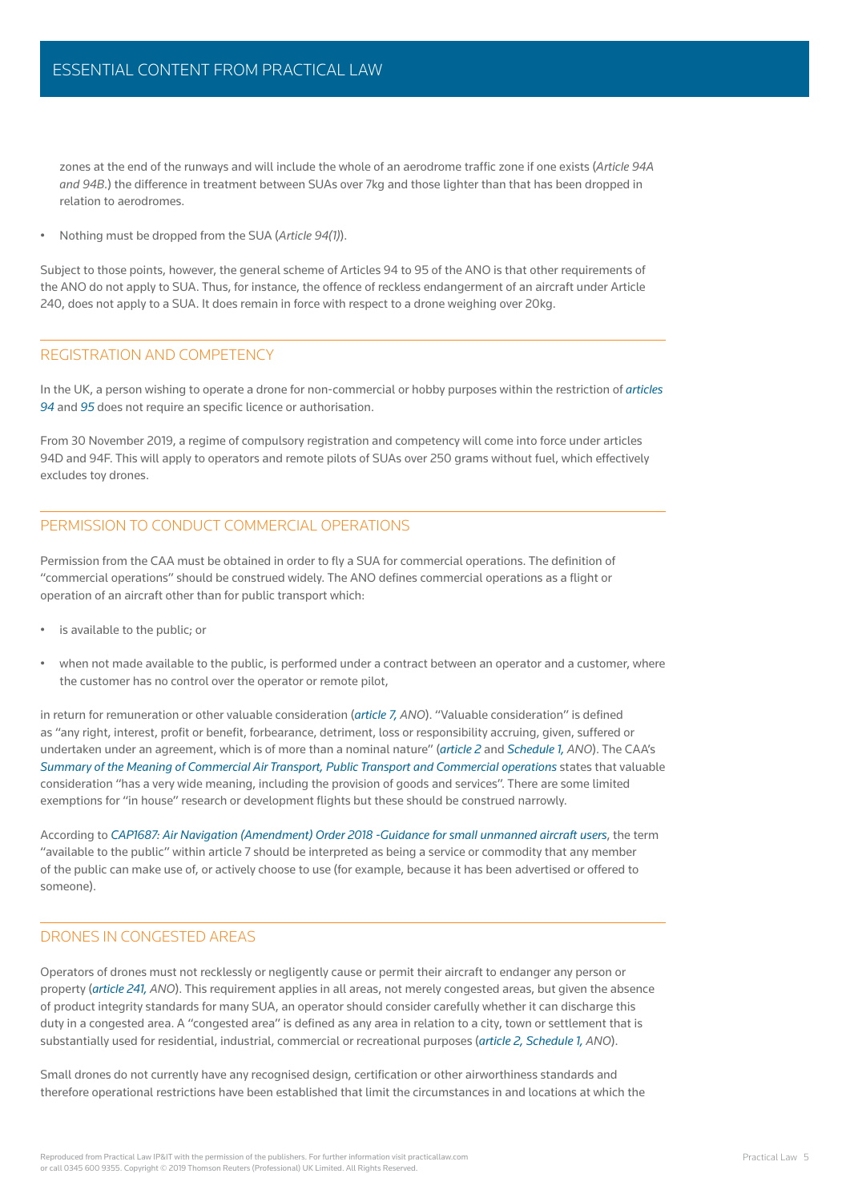zones at the end of the runways and will include the whole of an aerodrome traffic zone if one exists (*Article 94A and 94B*.) the difference in treatment between SUAs over 7kg and those lighter than that has been dropped in relation to aerodromes.

- Nothing must be dropped from the SUA (*Article 94(1)*).

Subject to those points, however, the general scheme of Articles 94 to 95 of the ANO is that other requirements of the ANO do not apply to SUA. Thus, for instance, the offence of reckless endangerment of an aircraft under Article 240, does not apply to a SUA. It does remain in force with respect to a drone weighing over 20kg.

## REGISTRATION AND COMPETENCY

In the UK, a person wishing to operate a drone for non-commercial or hobby purposes within the restriction of *articles 94* and *95* does not require an specific licence or authorisation.

From 30 November 2019, a regime of compulsory registration and competency will come into force under articles 94D and 94F. This will apply to operators and remote pilots of SUAs over 250 grams without fuel, which effectively excludes toy drones.

## PERMISSION TO CONDUCT COMMERCIAL OPERATIONS

Permission from the CAA must be obtained in order to fly a SUA for commercial operations. The definition of "commercial operations" should be construed widely. The ANO defines commercial operations as a flight or operation of an aircraft other than for public transport which:

- is available to the public; or
- when not made available to the public, is performed under a contract between an operator and a customer, where the customer has no control over the operator or remote pilot,

in return for remuneration or other valuable consideration (*article 7, ANO*). "Valuable consideration" is defined as "any right, interest, profit or benefit, forbearance, detriment, loss or responsibility accruing, given, suffered or undertaken under an agreement, which is of more than a nominal nature" (*article 2* and *Schedule 1, ANO*). The CAA's *Summary of the Meaning of Commercial Air Transport, Public Transport and Commercial operations* states that valuable consideration "has a very wide meaning, including the provision of goods and services". There are some limited exemptions for "in house" research or development flights but these should be construed narrowly.

According to *CAP1687: Air Navigation (Amendment) Order 2018 -Guidance for small unmanned aircraft users*, the term "available to the public" within article 7 should be interpreted as being a service or commodity that any member of the public can make use of, or actively choose to use (for example, because it has been advertised or offered to someone).

## DRONES IN CONGESTED AREAS

Operators of drones must not recklessly or negligently cause or permit their aircraft to endanger any person or property (*article 241, ANO*). This requirement applies in all areas, not merely congested areas, but given the absence of product integrity standards for many SUA, an operator should consider carefully whether it can discharge this duty in a congested area. A "congested area" is defined as any area in relation to a city, town or settlement that is substantially used for residential, industrial, commercial or recreational purposes (*article 2, Schedule 1, ANO*).

Small drones do not currently have any recognised design, certification or other airworthiness standards and therefore operational restrictions have been established that limit the circumstances in and locations at which the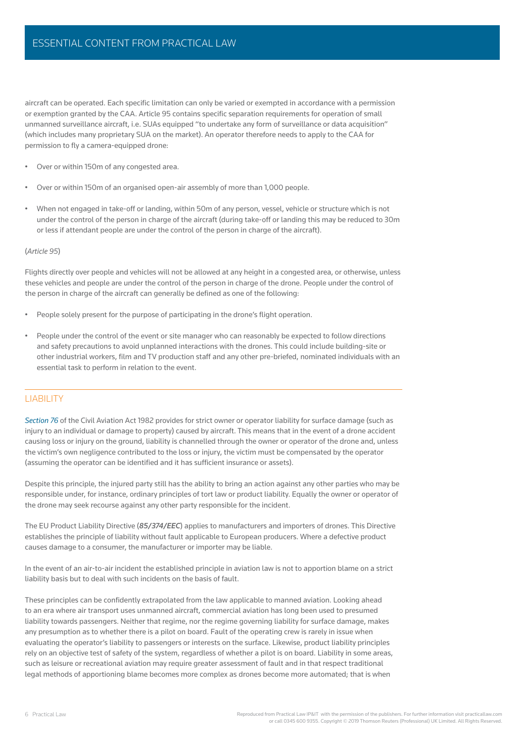aircraft can be operated. Each specific limitation can only be varied or exempted in accordance with a permission or exemption granted by the CAA. Article 95 contains specific separation requirements for operation of small unmanned surveillance aircraft, i.e. SUAs equipped "to undertake any form of surveillance or data acquisition" (which includes many proprietary SUA on the market). An operator therefore needs to apply to the CAA for permission to fly a camera-equipped drone:

- Over or within 150m of any congested area.
- Over or within 150m of an organised open-air assembly of more than 1,000 people.
- When not engaged in take-off or landing, within 50m of any person, vessel, vehicle or structure which is not under the control of the person in charge of the aircraft (during take-off or landing this may be reduced to 30m or less if attendant people are under the control of the person in charge of the aircraft).

(*Article 95*)

Flights directly over people and vehicles will not be allowed at any height in a congested area, or otherwise, unless these vehicles and people are under the control of the person in charge of the drone. People under the control of the person in charge of the aircraft can generally be defined as one of the following:

- People solely present for the purpose of participating in the drone's flight operation.
- People under the control of the event or site manager who can reasonably be expected to follow directions and safety precautions to avoid unplanned interactions with the drones. This could include building-site or other industrial workers, film and TV production staff and any other pre-briefed, nominated individuals with an essential task to perform in relation to the event.

## LIABILITY

*Section 76* of the Civil Aviation Act 1982 provides for strict owner or operator liability for surface damage (such as injury to an individual or damage to property) caused by aircraft. This means that in the event of a drone accident causing loss or injury on the ground, liability is channelled through the owner or operator of the drone and, unless the victim's own negligence contributed to the loss or injury, the victim must be compensated by the operator (assuming the operator can be identified and it has sufficient insurance or assets).

Despite this principle, the injured party still has the ability to bring an action against any other parties who may be responsible under, for instance, ordinary principles of tort law or product liability. Equally the owner or operator of the drone may seek recourse against any other party responsible for the incident.

The EU Product Liability Directive (***85/374/EEC***) applies to manufacturers and importers of drones. This Directive establishes the principle of liability without fault applicable to European producers. Where a defective product causes damage to a consumer, the manufacturer or importer may be liable.

In the event of an air-to-air incident the established principle in aviation law is not to apportion blame on a strict liability basis but to deal with such incidents on the basis of fault.

These principles can be confidently extrapolated from the law applicable to manned aviation. Looking ahead to an era where air transport uses unmanned aircraft, commercial aviation has long been used to presumed liability towards passengers. Neither that regime, nor the regime governing liability for surface damage, makes any presumption as to whether there is a pilot on board. Fault of the operating crew is rarely in issue when evaluating the operator's liability to passengers or interests on the surface. Likewise, product liability principles rely on an objective test of safety of the system, regardless of whether a pilot is on board. Liability in some areas, such as leisure or recreational aviation may require greater assessment of fault and in that respect traditional legal methods of apportioning blame becomes more complex as drones become more automated; that is when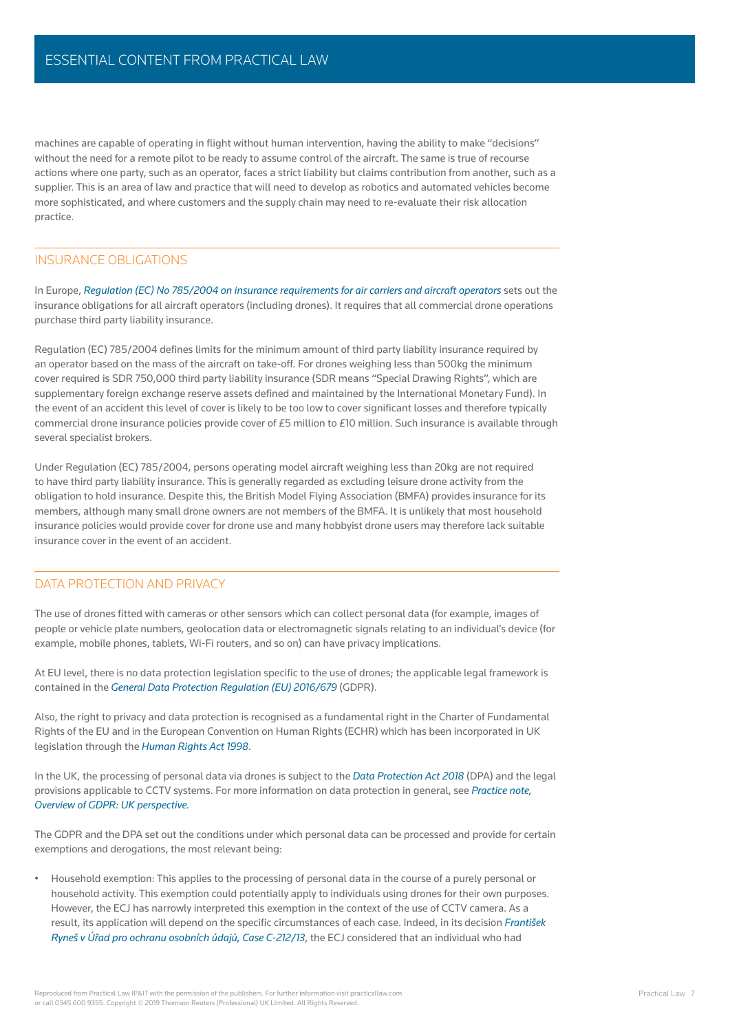machines are capable of operating in flight without human intervention, having the ability to make "decisions" without the need for a remote pilot to be ready to assume control of the aircraft. The same is true of recourse actions where one party, such as an operator, faces a strict liability but claims contribution from another, such as a supplier. This is an area of law and practice that will need to develop as robotics and automated vehicles become more sophisticated, and where customers and the supply chain may need to re-evaluate their risk allocation practice.

## INSURANCE OBLIGATIONS

In Europe, *Regulation (EC) No 785/2004 on insurance requirements for air carriers and aircraft operators* sets out the insurance obligations for all aircraft operators (including drones). It requires that all commercial drone operations purchase third party liability insurance.

Regulation (EC) 785/2004 defines limits for the minimum amount of third party liability insurance required by an operator based on the mass of the aircraft on take-off. For drones weighing less than 500kg the minimum cover required is SDR 750,000 third party liability insurance (SDR means "Special Drawing Rights", which are supplementary foreign exchange reserve assets defined and maintained by the International Monetary Fund). In the event of an accident this level of cover is likely to be too low to cover significant losses and therefore typically commercial drone insurance policies provide cover of £5 million to £10 million. Such insurance is available through several specialist brokers.

Under Regulation (EC) 785/2004, persons operating model aircraft weighing less than 20kg are not required to have third party liability insurance. This is generally regarded as excluding leisure drone activity from the obligation to hold insurance. Despite this, the British Model Flying Association (BMFA) provides insurance for its members, although many small drone owners are not members of the BMFA. It is unlikely that most household insurance policies would provide cover for drone use and many hobbyist drone users may therefore lack suitable insurance cover in the event of an accident.

## DATA PROTECTION AND PRIVACY

The use of drones fitted with cameras or other sensors which can collect personal data (for example, images of people or vehicle plate numbers, geolocation data or electromagnetic signals relating to an individual's device (for example, mobile phones, tablets, Wi-Fi routers, and so on) can have privacy implications.

At EU level, there is no data protection legislation specific to the use of drones; the applicable legal framework is contained in the *General Data Protection Regulation (EU) 2016/679* (GDPR).

Also, the right to privacy and data protection is recognised as a fundamental right in the Charter of Fundamental Rights of the EU and in the European Convention on Human Rights (ECHR) which has been incorporated in UK legislation through the *Human Rights Act 1998*.

In the UK, the processing of personal data via drones is subject to the *Data Protection Act 2018* (DPA) and the legal provisions applicable to CCTV systems. For more information on data protection in general, see *Practice note, Overview of GDPR: UK perspective*.

The GDPR and the DPA set out the conditions under which personal data can be processed and provide for certain exemptions and derogations, the most relevant being:

- Household exemption: This applies to the processing of personal data in the course of a purely personal or household activity. This exemption could potentially apply to individuals using drones for their own purposes. However, the ECJ has narrowly interpreted this exemption in the context of the use of CCTV camera. As a result, its application will depend on the specific circumstances of each case. Indeed, in its decision *František Ryneš v Úřad pro ochranu osobních údajů, Case C-212/13*, the ECJ considered that an individual who had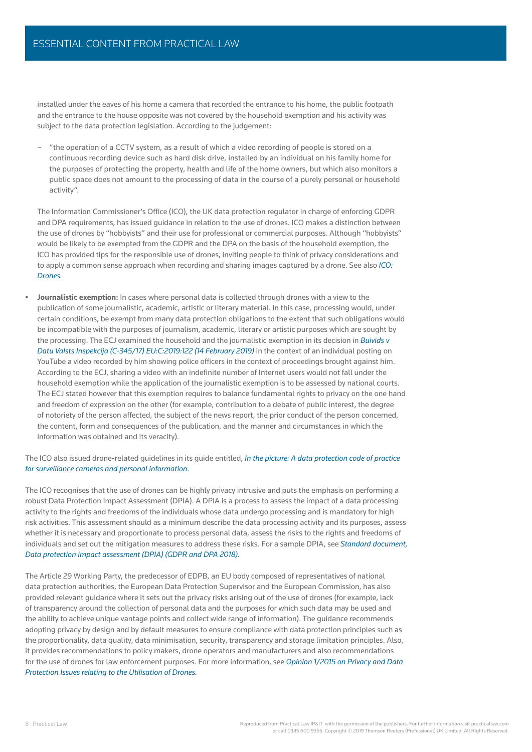installed under the eaves of his home a camera that recorded the entrance to his home, the public footpath and the entrance to the house opposite was not covered by the household exemption and his activity was subject to the data protection legislation. According to the judgement:

- "the operation of a CCTV system, as a result of which a video recording of people is stored on a continuous recording device such as hard disk drive, installed by an individual on his family home for the purposes of protecting the property, health and life of the home owners, but which also monitors a public space does not amount to the processing of data in the course of a purely personal or household activity".

The Information Commissioner's Office (ICO), the UK data protection regulator in charge of enforcing GDPR and DPA requirements, has issued guidance in relation to the use of drones. ICO makes a distinction between the use of drones by "hobbyists" and their use for professional or commercial purposes. Although "hobbyists" would be likely to be exempted from the GDPR and the DPA on the basis of the household exemption, the ICO has provided tips for the responsible use of drones, inviting people to think of privacy considerations and to apply a common sense approach when recording and sharing images captured by a drone. See also *ICO: Drones*.

- **Journalistic exemption:** In cases where personal data is collected through drones with a view to the publication of some journalistic, academic, artistic or literary material. In this case, processing would, under certain conditions, be exempt from many data protection obligations to the extent that such obligations would be incompatible with the purposes of journalism, academic, literary or artistic purposes which are sought by the processing. The ECJ examined the household and the journalistic exemption in its decision in *Buivids v Datu Valsts Inspekcija (C-345/17) EU:C:2019:122 (14 February 2019)* in the context of an individual posting on YouTube a video recorded by him showing police officers in the context of proceedings brought against him. According to the ECJ, sharing a video with an indefinite number of Internet users would not fall under the household exemption while the application of the journalistic exemption is to be assessed by national courts. The ECJ stated however that this exemption requires to balance fundamental rights to privacy on the one hand and freedom of expression on the other (for example, contribution to a debate of public interest, the degree of notoriety of the person affected, the subject of the news report, the prior conduct of the person concerned, the content, form and consequences of the publication, and the manner and circumstances in which the information was obtained and its veracity).

The ICO also issued drone-related guidelines in its guide entitled, *In the picture: A data protection code of practice for surveillance cameras and personal information*.

The ICO recognises that the use of drones can be highly privacy intrusive and puts the emphasis on performing a robust Data Protection Impact Assessment (DPIA). A DPIA is a process to assess the impact of a data processing activity to the rights and freedoms of the individuals whose data undergo processing and is mandatory for high risk activities. This assessment should as a minimum describe the data processing activity and its purposes, assess whether it is necessary and proportionate to process personal data, assess the risks to the rights and freedoms of individuals and set out the mitigation measures to address these risks. For a sample DPIA, see *Standard document, Data protection impact assessment (DPIA) (GDPR and DPA 2018)*.

The Article 29 Working Party, the predecessor of EDPB, an EU body composed of representatives of national data protection authorities, the European Data Protection Supervisor and the European Commission, has also provided relevant guidance where it sets out the privacy risks arising out of the use of drones (for example, lack of transparency around the collection of personal data and the purposes for which such data may be used and the ability to achieve unique vantage points and collect wide range of information). The guidance recommends adopting privacy by design and by default measures to ensure compliance with data protection principles such as the proportionality, data quality, data minimisation, security, transparency and storage limitation principles. Also, it provides recommendations to policy makers, drone operators and manufacturers and also recommendations for the use of drones for law enforcement purposes. For more information, see *Opinion 1/2015 on Privacy and Data Protection Issues relating to the Utilisation of Drones*.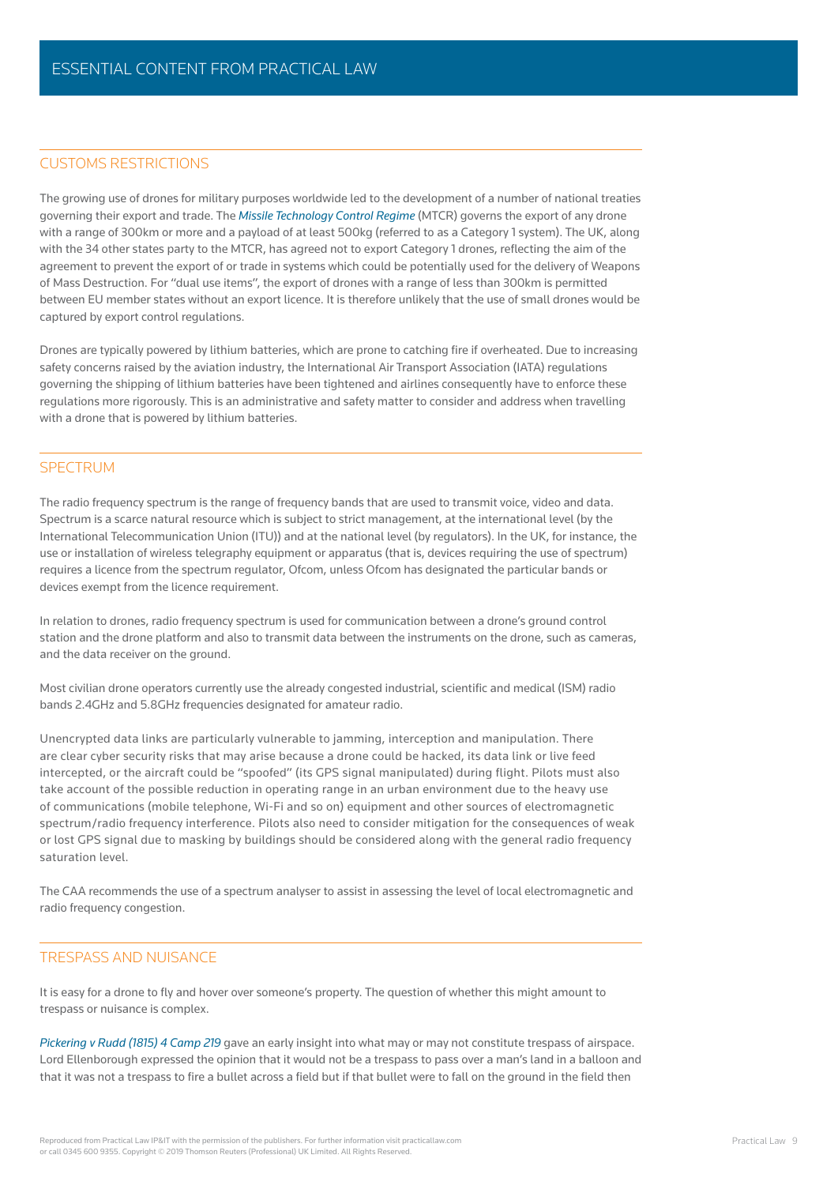## CUSTOMS RESTRICTIONS

The growing use of drones for military purposes worldwide led to the development of a number of national treaties governing their export and trade. The *Missile Technology Control Regime* (MTCR) governs the export of any drone with a range of 300km or more and a payload of at least 500kg (referred to as a Category 1 system). The UK, along with the 34 other states party to the MTCR, has agreed not to export Category 1 drones, reflecting the aim of the agreement to prevent the export of or trade in systems which could be potentially used for the delivery of Weapons of Mass Destruction. For "dual use items", the export of drones with a range of less than 300km is permitted between EU member states without an export licence. It is therefore unlikely that the use of small drones would be captured by export control regulations.

Drones are typically powered by lithium batteries, which are prone to catching fire if overheated. Due to increasing safety concerns raised by the aviation industry, the International Air Transport Association (IATA) regulations governing the shipping of lithium batteries have been tightened and airlines consequently have to enforce these regulations more rigorously. This is an administrative and safety matter to consider and address when travelling with a drone that is powered by lithium batteries.

## SPECTRUM

The radio frequency spectrum is the range of frequency bands that are used to transmit voice, video and data. Spectrum is a scarce natural resource which is subject to strict management, at the international level (by the International Telecommunication Union (ITU)) and at the national level (by regulators). In the UK, for instance, the use or installation of wireless telegraphy equipment or apparatus (that is, devices requiring the use of spectrum) requires a licence from the spectrum regulator, Ofcom, unless Ofcom has designated the particular bands or devices exempt from the licence requirement.

In relation to drones, radio frequency spectrum is used for communication between a drone's ground control station and the drone platform and also to transmit data between the instruments on the drone, such as cameras, and the data receiver on the ground.

Most civilian drone operators currently use the already congested industrial, scientific and medical (ISM) radio bands 2.4GHz and 5.8GHz frequencies designated for amateur radio.

Unencrypted data links are particularly vulnerable to jamming, interception and manipulation. There are clear cyber security risks that may arise because a drone could be hacked, its data link or live feed intercepted, or the aircraft could be "spoofed" (its GPS signal manipulated) during flight. Pilots must also take account of the possible reduction in operating range in an urban environment due to the heavy use of communications (mobile telephone, Wi-Fi and so on) equipment and other sources of electromagnetic spectrum/radio frequency interference. Pilots also need to consider mitigation for the consequences of weak or lost GPS signal due to masking by buildings should be considered along with the general radio frequency saturation level.

The CAA recommends the use of a spectrum analyser to assist in assessing the level of local electromagnetic and radio frequency congestion.

## TRESPASS AND NUISANCE

It is easy for a drone to fly and hover over someone's property. The question of whether this might amount to trespass or nuisance is complex.

*Pickering v Rudd (1815) 4 Camp 219* gave an early insight into what may or may not constitute trespass of airspace. Lord Ellenborough expressed the opinion that it would not be a trespass to pass over a man's land in a balloon and that it was not a trespass to fire a bullet across a field but if that bullet were to fall on the ground in the field then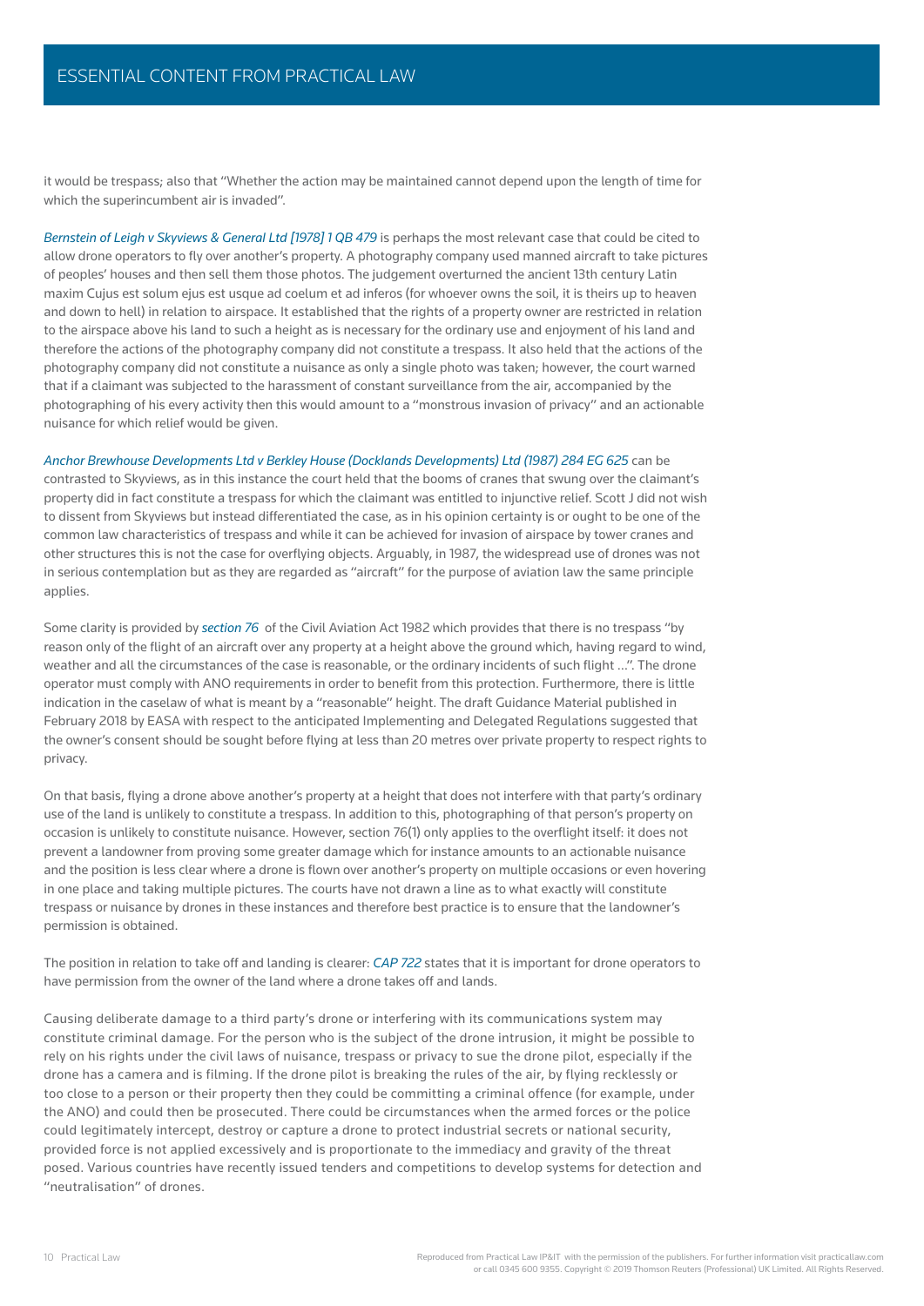it would be trespass; also that "Whether the action may be maintained cannot depend upon the length of time for which the superincumbent air is invaded".

*Bernstein of Leigh v Skyviews & General Ltd [1978] 1 QB 479* is perhaps the most relevant case that could be cited to allow drone operators to fly over another's property. A photography company used manned aircraft to take pictures of peoples' houses and then sell them those photos. The judgement overturned the ancient 13th century Latin maxim Cujus est solum ejus est usque ad coelum et ad inferos (for whoever owns the soil, it is theirs up to heaven and down to hell) in relation to airspace. It established that the rights of a property owner are restricted in relation to the airspace above his land to such a height as is necessary for the ordinary use and enjoyment of his land and therefore the actions of the photography company did not constitute a trespass. It also held that the actions of the photography company did not constitute a nuisance as only a single photo was taken; however, the court warned that if a claimant was subjected to the harassment of constant surveillance from the air, accompanied by the photographing of his every activity then this would amount to a "monstrous invasion of privacy" and an actionable nuisance for which relief would be given.

*Anchor Brewhouse Developments Ltd v Berkley House (Docklands Developments) Ltd (1987) 284 EG 625* can be contrasted to Skyviews, as in this instance the court held that the booms of cranes that swung over the claimant's property did in fact constitute a trespass for which the claimant was entitled to injunctive relief. Scott J did not wish to dissent from Skyviews but instead differentiated the case, as in his opinion certainty is or ought to be one of the common law characteristics of trespass and while it can be achieved for invasion of airspace by tower cranes and other structures this is not the case for overflying objects. Arguably, in 1987, the widespread use of drones was not in serious contemplation but as they are regarded as "aircraft" for the purpose of aviation law the same principle applies.

Some clarity is provided by ***section 76*** of the Civil Aviation Act 1982 which provides that there is no trespass "by reason only of the flight of an aircraft over any property at a height above the ground which, having regard to wind, weather and all the circumstances of the case is reasonable, or the ordinary incidents of such flight ...". The drone operator must comply with ANO requirements in order to benefit from this protection. Furthermore, there is little indication in the caselaw of what is meant by a "reasonable" height. The draft Guidance Material published in February 2018 by EASA with respect to the anticipated Implementing and Delegated Regulations suggested that the owner's consent should be sought before flying at less than 20 metres over private property to respect rights to privacy.

On that basis, flying a drone above another's property at a height that does not interfere with that party's ordinary use of the land is unlikely to constitute a trespass. In addition to this, photographing of that person's property on occasion is unlikely to constitute nuisance. However, section 76(1) only applies to the overflight itself: it does not prevent a landowner from proving some greater damage which for instance amounts to an actionable nuisance and the position is less clear where a drone is flown over another's property on multiple occasions or even hovering in one place and taking multiple pictures. The courts have not drawn a line as to what exactly will constitute trespass or nuisance by drones in these instances and therefore best practice is to ensure that the landowner's permission is obtained.

The position in relation to take off and landing is clearer: *CAP 722* states that it is important for drone operators to have permission from the owner of the land where a drone takes off and lands.

Causing deliberate damage to a third party's drone or interfering with its communications system may constitute criminal damage. For the person who is the subject of the drone intrusion, it might be possible to rely on his rights under the civil laws of nuisance, trespass or privacy to sue the drone pilot, especially if the drone has a camera and is filming. If the drone pilot is breaking the rules of the air, by flying recklessly or too close to a person or their property then they could be committing a criminal offence (for example, under the ANO) and could then be prosecuted. There could be circumstances when the armed forces or the police could legitimately intercept, destroy or capture a drone to protect industrial secrets or national security, provided force is not applied excessively and is proportionate to the immediacy and gravity of the threat posed. Various countries have recently issued tenders and competitions to develop systems for detection and "neutralisation" of drones.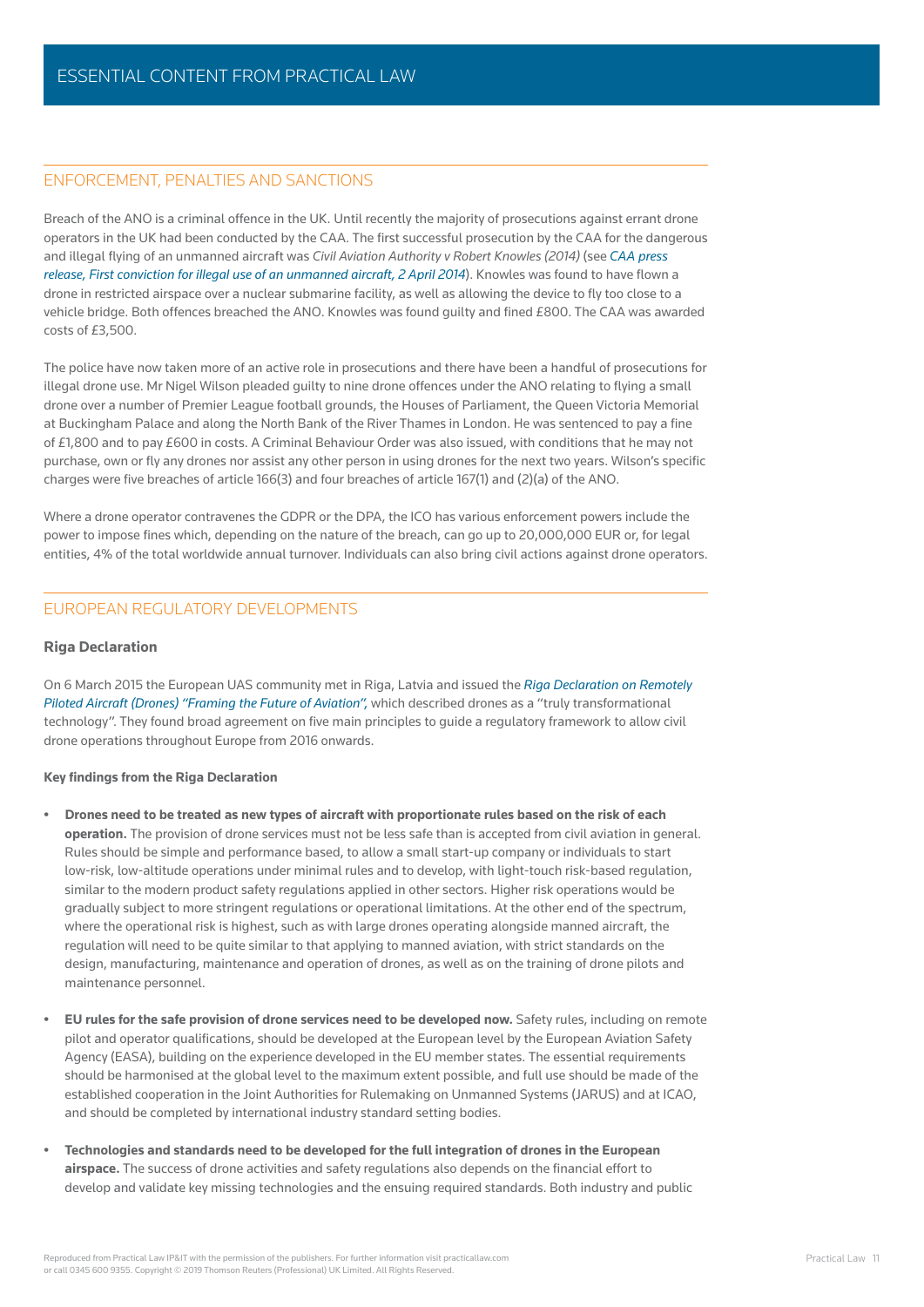## ENFORCEMENT, PENALTIES AND SANCTIONS

Breach of the ANO is a criminal offence in the UK. Until recently the majority of prosecutions against errant drone operators in the UK had been conducted by the CAA. The first successful prosecution by the CAA for the dangerous and illegal flying of an unmanned aircraft was *Civil Aviation Authority v Robert Knowles (2014)* (see *CAA press release, First conviction for illegal use of an unmanned aircraft, 2 April 2014*). Knowles was found to have flown a drone in restricted airspace over a nuclear submarine facility, as well as allowing the device to fly too close to a vehicle bridge. Both offences breached the ANO. Knowles was found guilty and fined £800. The CAA was awarded costs of £3,500.

The police have now taken more of an active role in prosecutions and there have been a handful of prosecutions for illegal drone use. Mr Nigel Wilson pleaded guilty to nine drone offences under the ANO relating to flying a small drone over a number of Premier League football grounds, the Houses of Parliament, the Queen Victoria Memorial at Buckingham Palace and along the North Bank of the River Thames in London. He was sentenced to pay a fine of £1,800 and to pay £600 in costs. A Criminal Behaviour Order was also issued, with conditions that he may not purchase, own or fly any drones nor assist any other person in using drones for the next two years. Wilson's specific charges were five breaches of article 166(3) and four breaches of article 167(1) and (2)(a) of the ANO.

Where a drone operator contravenes the GDPR or the DPA, the ICO has various enforcement powers include the power to impose fines which, depending on the nature of the breach, can go up to 20,000,000 EUR or, for legal entities, 4% of the total worldwide annual turnover. Individuals can also bring civil actions against drone operators.

## EUROPEAN REGULATORY DEVELOPMENTS

### Riga Declaration

On 6 March 2015 the European UAS community met in Riga, Latvia and issued the *Riga Declaration on Remotely Piloted Aircraft (Drones) "Framing the Future of Aviation"*, which described drones as a "truly transformational technology". They found broad agreement on five main principles to guide a regulatory framework to allow civil drone operations throughout Europe from 2016 onwards.

#### Key findings from the Riga Declaration

- **Drones need to be treated as new types of aircraft with proportionate rules based on the risk of each operation.** The provision of drone services must not be less safe than is accepted from civil aviation in general. Rules should be simple and performance based, to allow a small start-up company or individuals to start low-risk, low-altitude operations under minimal rules and to develop, with light-touch risk-based regulation, similar to the modern product safety regulations applied in other sectors. Higher risk operations would be gradually subject to more stringent regulations or operational limitations. At the other end of the spectrum, where the operational risk is highest, such as with large drones operating alongside manned aircraft, the regulation will need to be quite similar to that applying to manned aviation, with strict standards on the design, manufacturing, maintenance and operation of drones, as well as on the training of drone pilots and maintenance personnel.

- **EU rules for the safe provision of drone services need to be developed now.** Safety rules, including on remote pilot and operator qualifications, should be developed at the European level by the European Aviation Safety Agency (EASA), building on the experience developed in the EU member states. The essential requirements should be harmonised at the global level to the maximum extent possible, and full use should be made of the established cooperation in the Joint Authorities for Rulemaking on Unmanned Systems (JARUS) and at ICAO, and should be completed by international industry standard setting bodies.

- **Technologies and standards need to be developed for the full integration of drones in the European airspace.** The success of drone activities and safety regulations also depends on the financial effort to develop and validate key missing technologies and the ensuing required standards. Both industry and public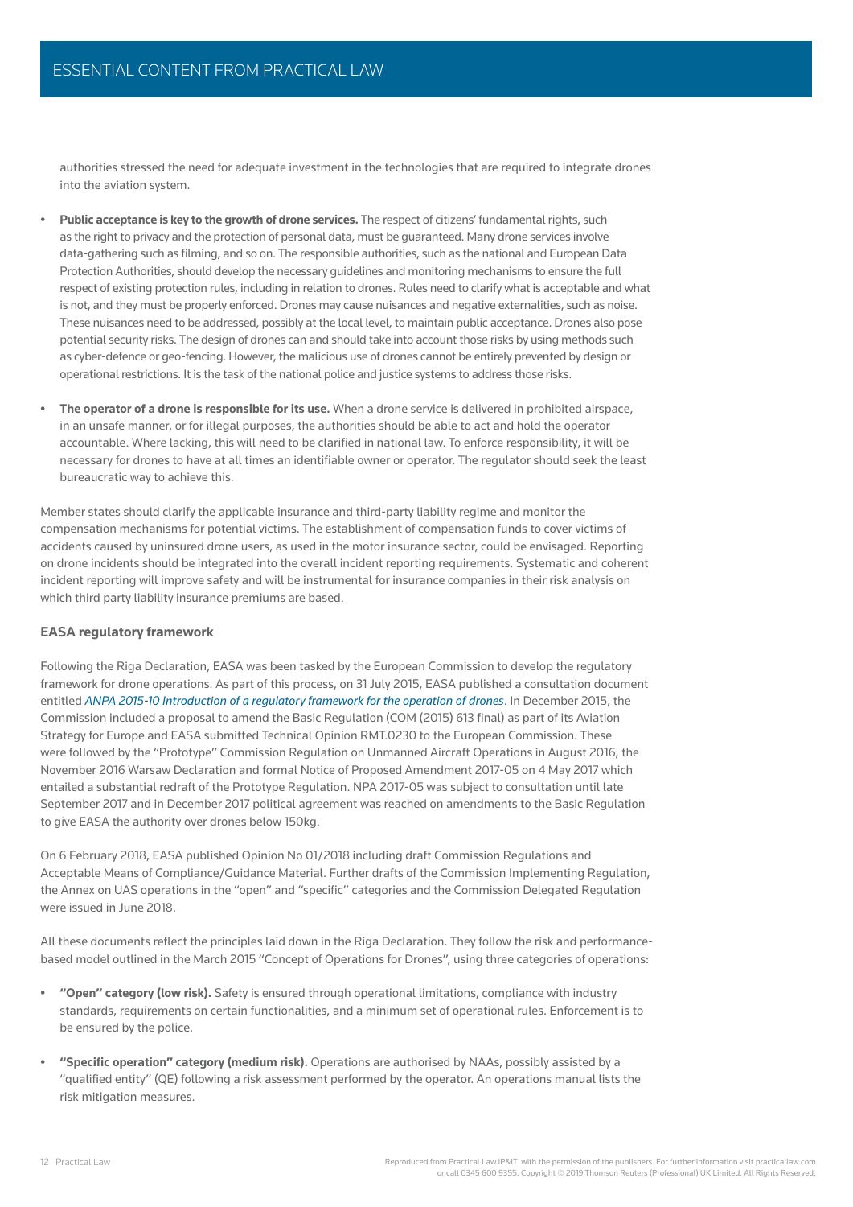authorities stressed the need for adequate investment in the technologies that are required to integrate drones into the aviation system.

- **Public acceptance is key to the growth of drone services.** The respect of citizens' fundamental rights, such as the right to privacy and the protection of personal data, must be guaranteed. Many drone services involve data-gathering such as filming, and so on. The responsible authorities, such as the national and European Data Protection Authorities, should develop the necessary guidelines and monitoring mechanisms to ensure the full respect of existing protection rules, including in relation to drones. Rules need to clarify what is acceptable and what is not, and they must be properly enforced. Drones may cause nuisances and negative externalities, such as noise. These nuisances need to be addressed, possibly at the local level, to maintain public acceptance. Drones also pose potential security risks. The design of drones can and should take into account those risks by using methods such as cyber-defence or geo-fencing. However, the malicious use of drones cannot be entirely prevented by design or operational restrictions. It is the task of the national police and justice systems to address those risks.

- **The operator of a drone is responsible for its use.** When a drone service is delivered in prohibited airspace, in an unsafe manner, or for illegal purposes, the authorities should be able to act and hold the operator accountable. Where lacking, this will need to be clarified in national law. To enforce responsibility, it will be necessary for drones to have at all times an identifiable owner or operator. The regulator should seek the least bureaucratic way to achieve this.

Member states should clarify the applicable insurance and third-party liability regime and monitor the compensation mechanisms for potential victims. The establishment of compensation funds to cover victims of accidents caused by uninsured drone users, as used in the motor insurance sector, could be envisaged. Reporting on drone incidents should be integrated into the overall incident reporting requirements. Systematic and coherent incident reporting will improve safety and will be instrumental for insurance companies in their risk analysis on which third party liability insurance premiums are based.

### EASA regulatory framework

Following the Riga Declaration, EASA was been tasked by the European Commission to develop the regulatory framework for drone operations. As part of this process, on 31 July 2015, EASA published a consultation document entitled *ANPA 2015-10 Introduction of a regulatory framework for the operation of drones*. In December 2015, the Commission included a proposal to amend the Basic Regulation (COM (2015) 613 final) as part of its Aviation Strategy for Europe and EASA submitted Technical Opinion RMT.0230 to the European Commission. These were followed by the "Prototype" Commission Regulation on Unmanned Aircraft Operations in August 2016, the November 2016 Warsaw Declaration and formal Notice of Proposed Amendment 2017-05 on 4 May 2017 which entailed a substantial redraft of the Prototype Regulation. NPA 2017-05 was subject to consultation until late September 2017 and in December 2017 political agreement was reached on amendments to the Basic Regulation to give EASA the authority over drones below 150kg.

On 6 February 2018, EASA published Opinion No 01/2018 including draft Commission Regulations and Acceptable Means of Compliance/Guidance Material. Further drafts of the Commission Implementing Regulation, the Annex on UAS operations in the "open" and "specific" categories and the Commission Delegated Regulation were issued in June 2018.

All these documents reflect the principles laid down in the Riga Declaration. They follow the risk and performance-based model outlined in the March 2015 "Concept of Operations for Drones", using three categories of operations:

- **"Open" category (low risk).** Safety is ensured through operational limitations, compliance with industry standards, requirements on certain functionalities, and a minimum set of operational rules. Enforcement is to be ensured by the police.

- **"Specific operation" category (medium risk).** Operations are authorised by NAAs, possibly assisted by a "qualified entity" (QE) following a risk assessment performed by the operator. An operations manual lists the risk mitigation measures.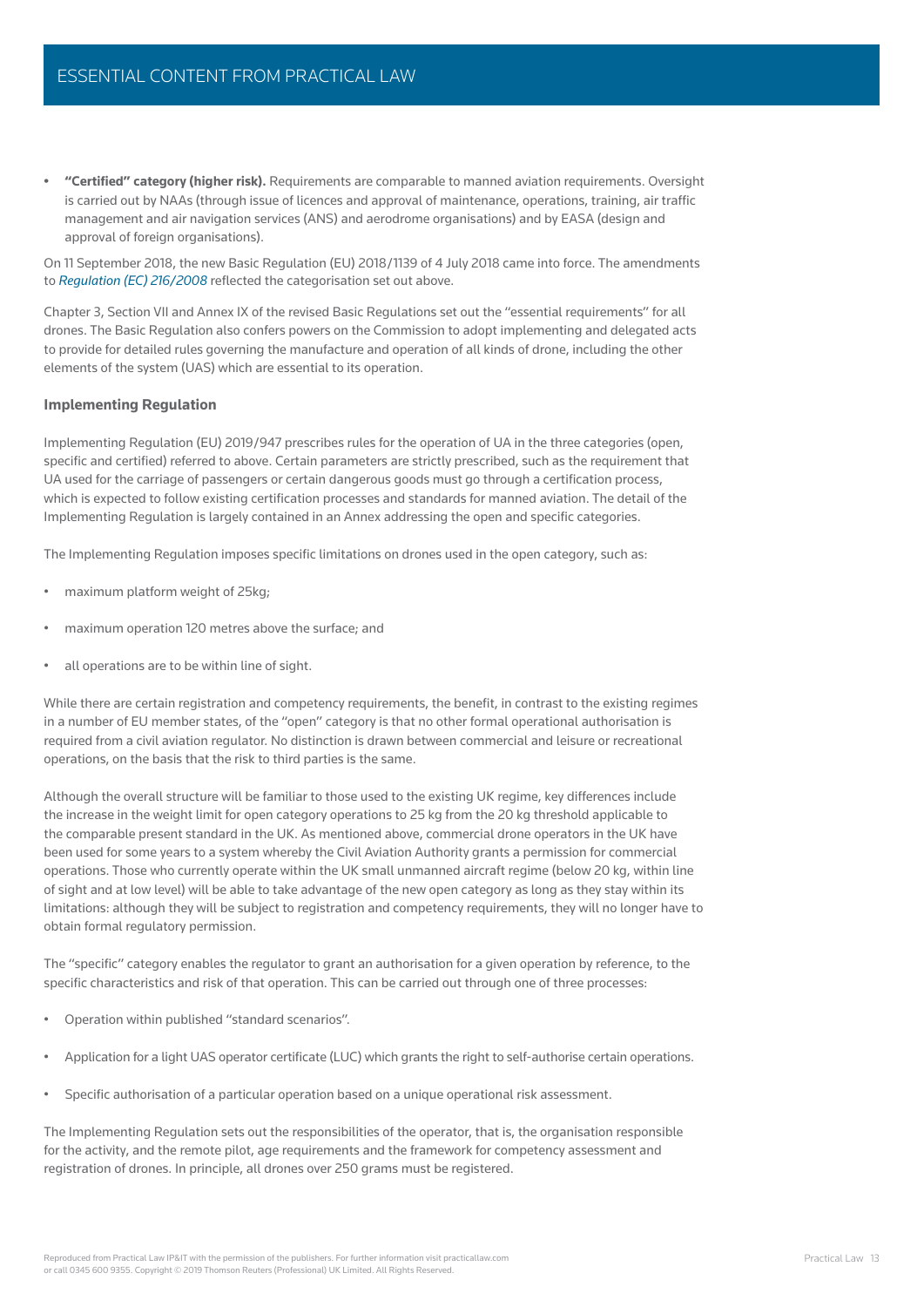- **"Certified" category (higher risk).** Requirements are comparable to manned aviation requirements. Oversight is carried out by NAAs (through issue of licences and approval of maintenance, operations, training, air traffic management and air navigation services (ANS) and aerodrome organisations) and by EASA (design and approval of foreign organisations).

On 11 September 2018, the new Basic Regulation (EU) 2018/1139 of 4 July 2018 came into force. The amendments to *Regulation (EC) 216/2008* reflected the categorisation set out above.

Chapter 3, Section VII and Annex IX of the revised Basic Regulations set out the "essential requirements" for all drones. The Basic Regulation also confers powers on the Commission to adopt implementing and delegated acts to provide for detailed rules governing the manufacture and operation of all kinds of drone, including the other elements of the system (UAS) which are essential to its operation.

### Implementing Regulation

Implementing Regulation (EU) 2019/947 prescribes rules for the operation of UA in the three categories (open, specific and certified) referred to above. Certain parameters are strictly prescribed, such as the requirement that UA used for the carriage of passengers or certain dangerous goods must go through a certification process, which is expected to follow existing certification processes and standards for manned aviation. The detail of the Implementing Regulation is largely contained in an Annex addressing the open and specific categories.

The Implementing Regulation imposes specific limitations on drones used in the open category, such as:

- maximum platform weight of 25kg;
- maximum operation 120 metres above the surface; and
- all operations are to be within line of sight.

While there are certain registration and competency requirements, the benefit, in contrast to the existing regimes in a number of EU member states, of the "open" category is that no other formal operational authorisation is required from a civil aviation regulator. No distinction is drawn between commercial and leisure or recreational operations, on the basis that the risk to third parties is the same.

Although the overall structure will be familiar to those used to the existing UK regime, key differences include the increase in the weight limit for open category operations to 25 kg from the 20 kg threshold applicable to the comparable present standard in the UK. As mentioned above, commercial drone operators in the UK have been used for some years to a system whereby the Civil Aviation Authority grants a permission for commercial operations. Those who currently operate within the UK small unmanned aircraft regime (below 20 kg, within line of sight and at low level) will be able to take advantage of the new open category as long as they stay within its limitations: although they will be subject to registration and competency requirements, they will no longer have to obtain formal regulatory permission.

The "specific" category enables the regulator to grant an authorisation for a given operation by reference, to the specific characteristics and risk of that operation. This can be carried out through one of three processes:

- Operation within published "standard scenarios".
- Application for a light UAS operator certificate (LUC) which grants the right to self-authorise certain operations.
- Specific authorisation of a particular operation based on a unique operational risk assessment.

The Implementing Regulation sets out the responsibilities of the operator, that is, the organisation responsible for the activity, and the remote pilot, age requirements and the framework for competency assessment and registration of drones. In principle, all drones over 250 grams must be registered.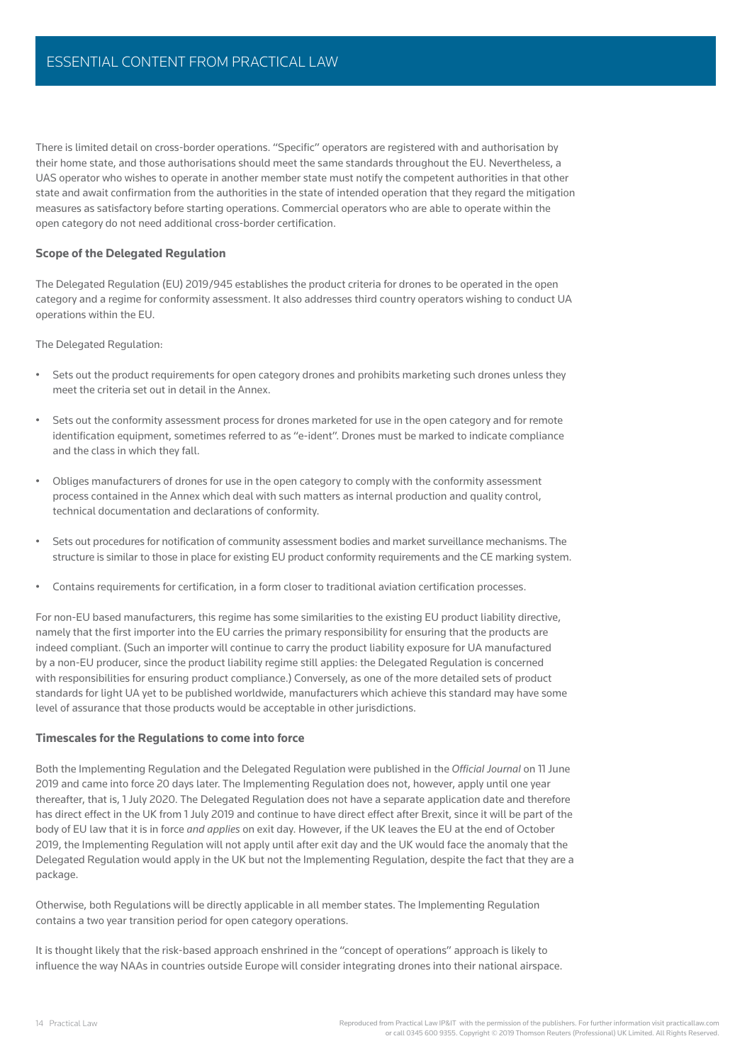There is limited detail on cross-border operations. "Specific" operators are registered with and authorisation by their home state, and those authorisations should meet the same standards throughout the EU. Nevertheless, a UAS operator who wishes to operate in another member state must notify the competent authorities in that other state and await confirmation from the authorities in the state of intended operation that they regard the mitigation measures as satisfactory before starting operations. Commercial operators who are able to operate within the open category do not need additional cross-border certification.

### Scope of the Delegated Regulation

The Delegated Regulation (EU) 2019/945 establishes the product criteria for drones to be operated in the open category and a regime for conformity assessment. It also addresses third country operators wishing to conduct UA operations within the EU.

The Delegated Regulation:

- Sets out the product requirements for open category drones and prohibits marketing such drones unless they meet the criteria set out in detail in the Annex.
- Sets out the conformity assessment process for drones marketed for use in the open category and for remote identification equipment, sometimes referred to as "e-ident". Drones must be marked to indicate compliance and the class in which they fall.
- Obliges manufacturers of drones for use in the open category to comply with the conformity assessment process contained in the Annex which deal with such matters as internal production and quality control, technical documentation and declarations of conformity.
- Sets out procedures for notification of community assessment bodies and market surveillance mechanisms. The structure is similar to those in place for existing EU product conformity requirements and the CE marking system.
- Contains requirements for certification, in a form closer to traditional aviation certification processes.

For non-EU based manufacturers, this regime has some similarities to the existing EU product liability directive, namely that the first importer into the EU carries the primary responsibility for ensuring that the products are indeed compliant. (Such an importer will continue to carry the product liability exposure for UA manufactured by a non-EU producer, since the product liability regime still applies: the Delegated Regulation is concerned with responsibilities for ensuring product compliance.) Conversely, as one of the more detailed sets of product standards for light UA yet to be published worldwide, manufacturers which achieve this standard may have some level of assurance that those products would be acceptable in other jurisdictions.

### Timescales for the Regulations to come into force

Both the Implementing Regulation and the Delegated Regulation were published in the *Official Journal* on 11 June 2019 and came into force 20 days later. The Implementing Regulation does not, however, apply until one year thereafter, that is, 1 July 2020. The Delegated Regulation does not have a separate application date and therefore has direct effect in the UK from 1 July 2019 and continue to have direct effect after Brexit, since it will be part of the body of EU law that it is in force *and applies* on exit day. However, if the UK leaves the EU at the end of October 2019, the Implementing Regulation will not apply until after exit day and the UK would face the anomaly that the Delegated Regulation would apply in the UK but not the Implementing Regulation, despite the fact that they are a package.

Otherwise, both Regulations will be directly applicable in all member states. The Implementing Regulation contains a two year transition period for open category operations.

It is thought likely that the risk-based approach enshrined in the "concept of operations" approach is likely to influence the way NAAs in countries outside Europe will consider integrating drones into their national airspace.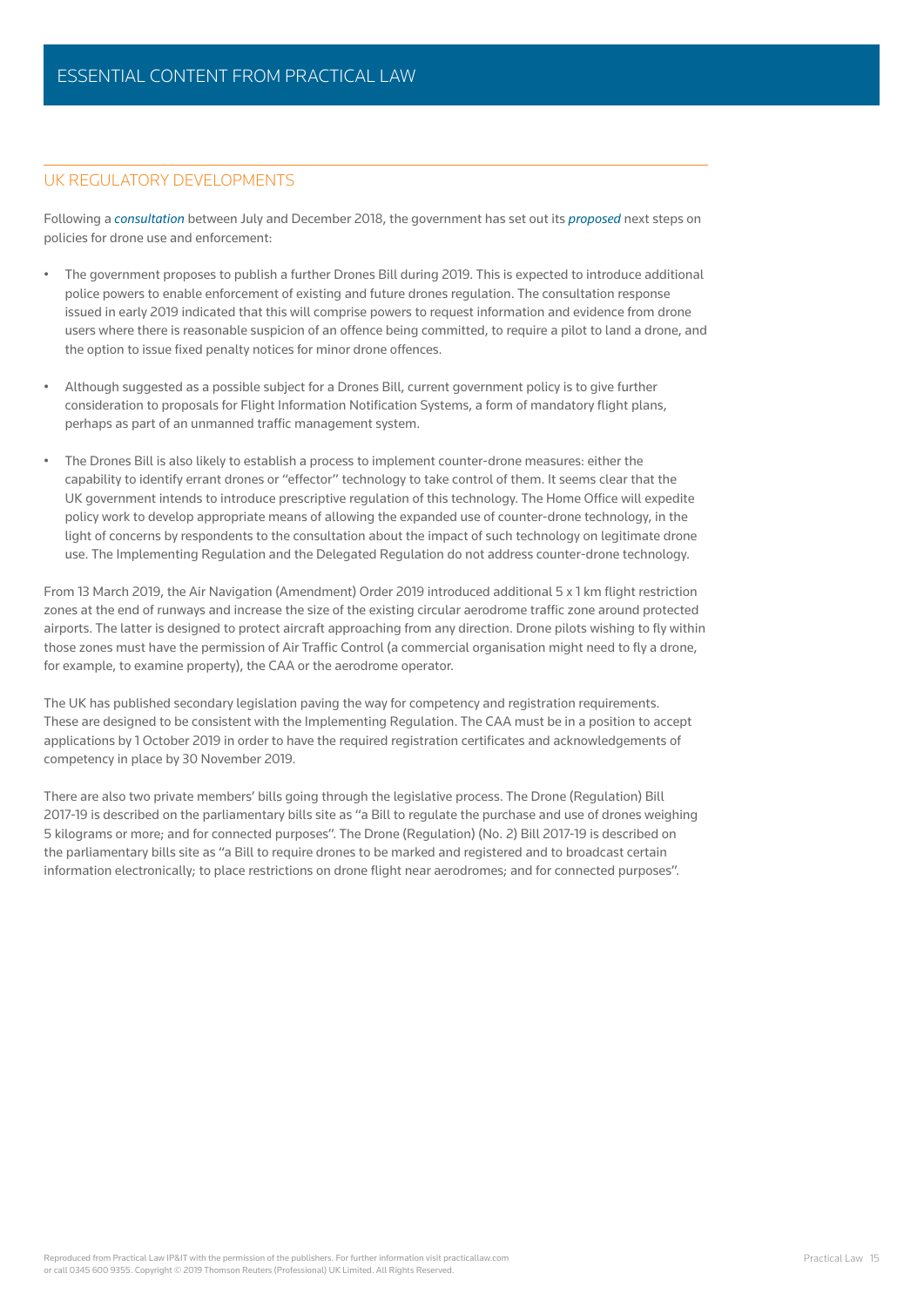## UK REGULATORY DEVELOPMENTS

Following a *consultation* between July and December 2018, the government has set out its *proposed* next steps on policies for drone use and enforcement:

- The government proposes to publish a further Drones Bill during 2019. This is expected to introduce additional police powers to enable enforcement of existing and future drones regulation. The consultation response issued in early 2019 indicated that this will comprise powers to request information and evidence from drone users where there is reasonable suspicion of an offence being committed, to require a pilot to land a drone, and the option to issue fixed penalty notices for minor drone offences.

- Although suggested as a possible subject for a Drones Bill, current government policy is to give further consideration to proposals for Flight Information Notification Systems, a form of mandatory flight plans, perhaps as part of an unmanned traffic management system.

- The Drones Bill is also likely to establish a process to implement counter-drone measures: either the capability to identify errant drones or "effector" technology to take control of them. It seems clear that the UK government intends to introduce prescriptive regulation of this technology. The Home Office will expedite policy work to develop appropriate means of allowing the expanded use of counter-drone technology, in the light of concerns by respondents to the consultation about the impact of such technology on legitimate drone use. The Implementing Regulation and the Delegated Regulation do not address counter-drone technology.

From 13 March 2019, the Air Navigation (Amendment) Order 2019 introduced additional 5 x 1 km flight restriction zones at the end of runways and increase the size of the existing circular aerodrome traffic zone around protected airports. The latter is designed to protect aircraft approaching from any direction. Drone pilots wishing to fly within those zones must have the permission of Air Traffic Control (a commercial organisation might need to fly a drone, for example, to examine property), the CAA or the aerodrome operator.

The UK has published secondary legislation paving the way for competency and registration requirements. These are designed to be consistent with the Implementing Regulation. The CAA must be in a position to accept applications by 1 October 2019 in order to have the required registration certificates and acknowledgements of competency in place by 30 November 2019.

There are also two private members' bills going through the legislative process. The Drone (Regulation) Bill 2017-19 is described on the parliamentary bills site as "a Bill to regulate the purchase and use of drones weighing 5 kilograms or more; and for connected purposes". The Drone (Regulation) (No. 2) Bill 2017-19 is described on the parliamentary bills site as "a Bill to require drones to be marked and registered and to broadcast certain information electronically; to place restrictions on drone flight near aerodromes; and for connected purposes".

Reproduced from Practical Law IP&IT with the permission of the publishers. For further information visit practicallaw.com or call 0345 600 9355. Copyright © 2019 Thomson Reuters (Professional) UK Limited. All Rights Reserved.